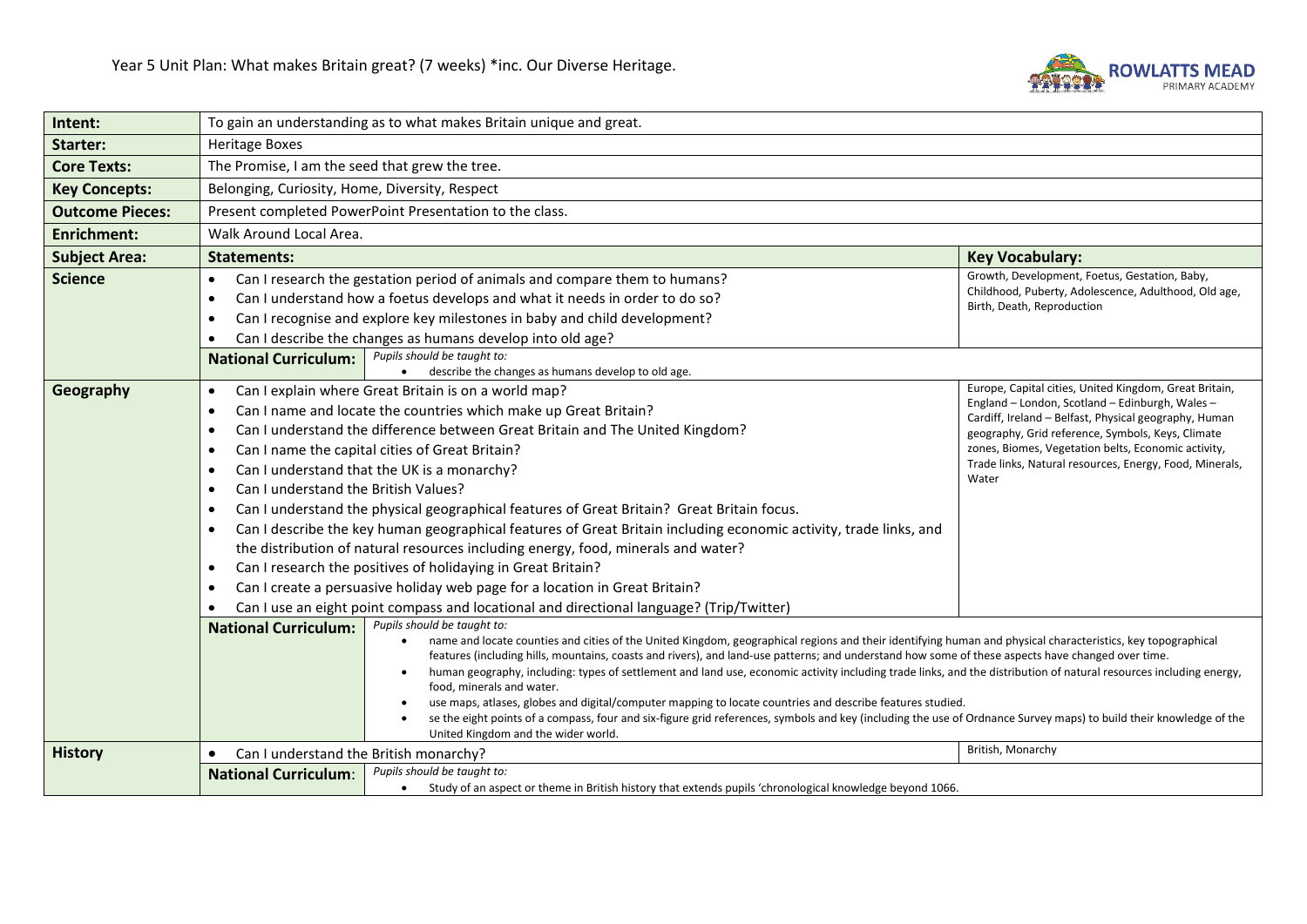Year 5 Unit Plan: What makes Britain great? (7 weeks) *inc. Our Diverse Heritage.

| | | | |
|---|---|---|---|
| **Intent:** | To gain an understanding as to what makes Britain unique and great. | | |
| **Starter:** | Heritage Boxes | | |
| **Core Texts:** | The Promise, I am the seed that grew the tree. | | |
| **Key Concepts:** | Belonging, Curiosity, Home, Diversity, Respect | | |
| **Outcome Pieces:** | Present completed PowerPoint Presentation to the class. | | |
| **Enrichment:** | Walk Around Local Area. | | |
| **Subject Area:** | **Statements:** | | **Key Vocabulary:** |
| **Science** | • Can I research the gestation period of animals and compare them to humans?<br>• Can I understand how a foetus develops and what it needs in order to do so?<br>• Can I recognise and explore key milestones in baby and child development?<br>• Can I describe the changes as humans develop into old age? | | Growth, Development, Foetus, Gestation, Baby, Childhood, Puberty, Adolescence, Adulthood, Old age, Birth, Death, Reproduction |
| | **National Curriculum:** | *Pupils should be taught to:*<br>• describe the changes as humans develop to old age. | |
| **Geography** | • Can I explain where Great Britain is on a world map?<br>• Can I name and locate the countries which make up Great Britain?<br>• Can I understand the difference between Great Britain and The United Kingdom?<br>• Can I name the capital cities of Great Britain?<br>• Can I understand that the UK is a monarchy?<br>• Can I understand the British Values?<br>• Can I understand the physical geographical features of Great Britain? Great Britain focus.<br>• Can I describe the key human geographical features of Great Britain including economic activity, trade links, and the distribution of natural resources including energy, food, minerals and water?<br>• Can I research the positives of holidaying in Great Britain?<br>• Can I create a persuasive holiday web page for a location in Great Britain?<br>• Can I use an eight point compass and locational and directional language? (Trip/Twitter) | | Europe, Capital cities, United Kingdom, Great Britain, England – London, Scotland – Edinburgh, Wales – Cardiff, Ireland – Belfast, Physical geography, Human geography, Grid reference, Symbols, Keys, Climate zones, Biomes, Vegetation belts, Economic activity, Trade links, Natural resources, Energy, Food, Minerals, Water |
| | **National Curriculum:** | *Pupils should be taught to:*<br>• name and locate counties and cities of the United Kingdom, geographical regions and their identifying human and physical characteristics, key topographical features (including hills, mountains, coasts and rivers), and land-use patterns; and understand how some of these aspects have changed over time.<br>• human geography, including: types of settlement and land use, economic activity including trade links, and the distribution of natural resources including energy, food, minerals and water.<br>• use maps, atlases, globes and digital/computer mapping to locate countries and describe features studied.<br>• se the eight points of a compass, four and six-figure grid references, symbols and key (including the use of Ordnance Survey maps) to build their knowledge of the United Kingdom and the wider world. | |
| **History** | • Can I understand the British monarchy? | | British, Monarchy |
| | **National Curriculum:** | *Pupils should be taught to:*<br>• Study of an aspect or theme in British history that extends pupils 'chronological knowledge beyond 1066. | |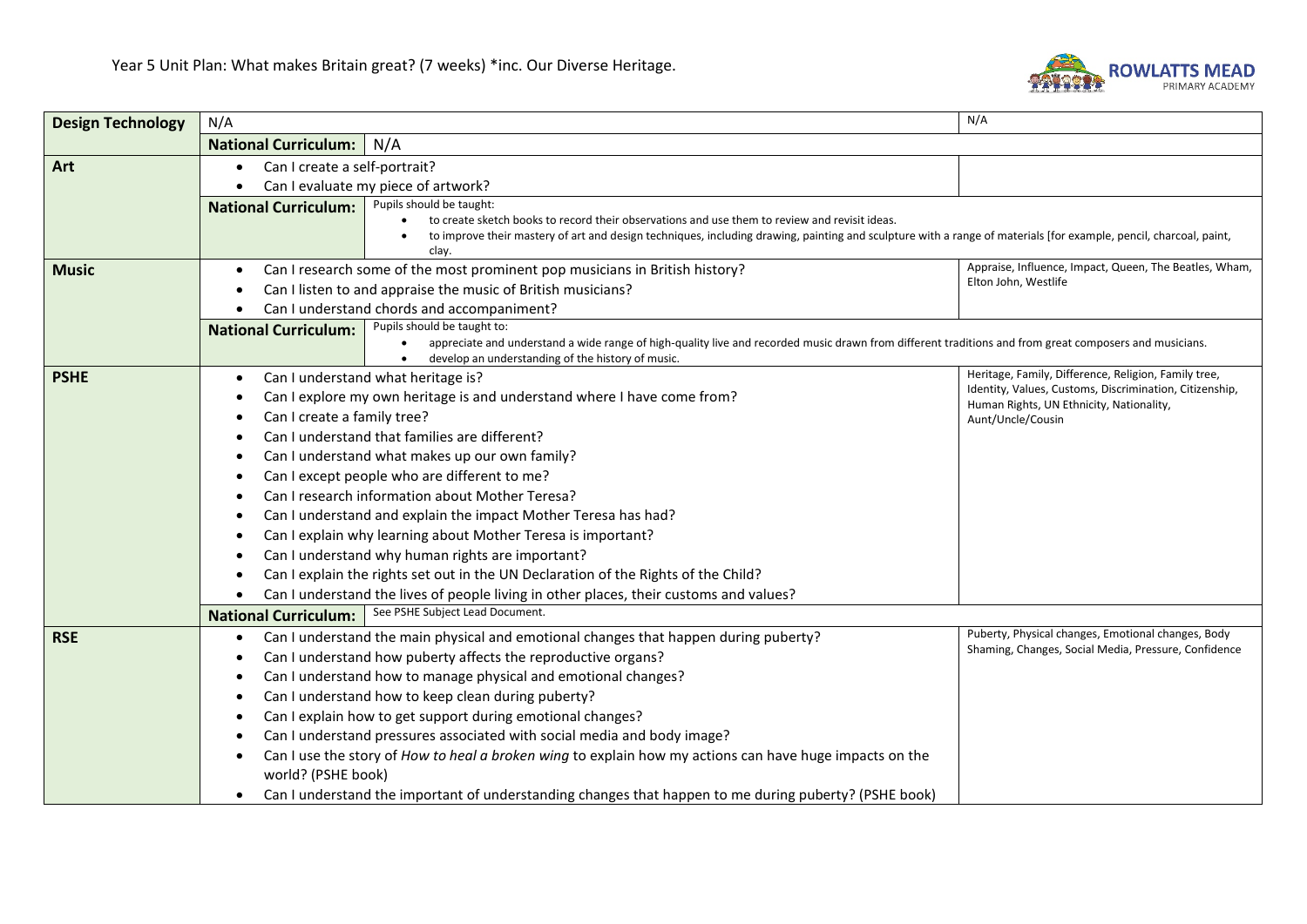Year 5 Unit Plan: What makes Britain great? (7 weeks) *inc. Our Diverse Heritage.

| Subject | Content | Vocabulary |
| --- | --- | --- |
| **Design Technology** | N/A | N/A |
| | **National Curriculum:** N/A | |
| **Art** | • Can I create a self-portrait?<br>• Can I evaluate my piece of artwork? | |
| | **National Curriculum:** Pupils should be taught:<br>• to create sketch books to record their observations and use them to review and revisit ideas.<br>• to improve their mastery of art and design techniques, including drawing, painting and sculpture with a range of materials [for example, pencil, charcoal, paint, clay. | |
| **Music** | • Can I research some of the most prominent pop musicians in British history?<br>• Can I listen to and appraise the music of British musicians?<br>• Can I understand chords and accompaniment? | Appraise, Influence, Impact, Queen, The Beatles, Wham, Elton John, Westlife |
| | **National Curriculum:** Pupils should be taught to:<br>• appreciate and understand a wide range of high-quality live and recorded music drawn from different traditions and from great composers and musicians.<br>• develop an understanding of the history of music. | |
| **PSHE** | • Can I understand what heritage is?<br>• Can I explore my own heritage is and understand where I have come from?<br>• Can I create a family tree?<br>• Can I understand that families are different?<br>• Can I understand what makes up our own family?<br>• Can I except people who are different to me?<br>• Can I research information about Mother Teresa?<br>• Can I understand and explain the impact Mother Teresa has had?<br>• Can I explain why learning about Mother Teresa is important?<br>• Can I understand why human rights are important?<br>• Can I explain the rights set out in the UN Declaration of the Rights of the Child?<br>• Can I understand the lives of people living in other places, their customs and values? | Heritage, Family, Difference, Religion, Family tree, Identity, Values, Customs, Discrimination, Citizenship, Human Rights, UN Ethnicity, Nationality, Aunt/Uncle/Cousin |
| | **National Curriculum:** See PSHE Subject Lead Document. | |
| **RSE** | • Can I understand the main physical and emotional changes that happen during puberty?<br>• Can I understand how puberty affects the reproductive organs?<br>• Can I understand how to manage physical and emotional changes?<br>• Can I understand how to keep clean during puberty?<br>• Can I explain how to get support during emotional changes?<br>• Can I understand pressures associated with social media and body image?<br>• Can I use the story of *How to heal a broken wing* to explain how my actions can have huge impacts on the world? (PSHE book)<br>• Can I understand the important of understanding changes that happen to me during puberty? (PSHE book) | Puberty, Physical changes, Emotional changes, Body Shaming, Changes, Social Media, Pressure, Confidence |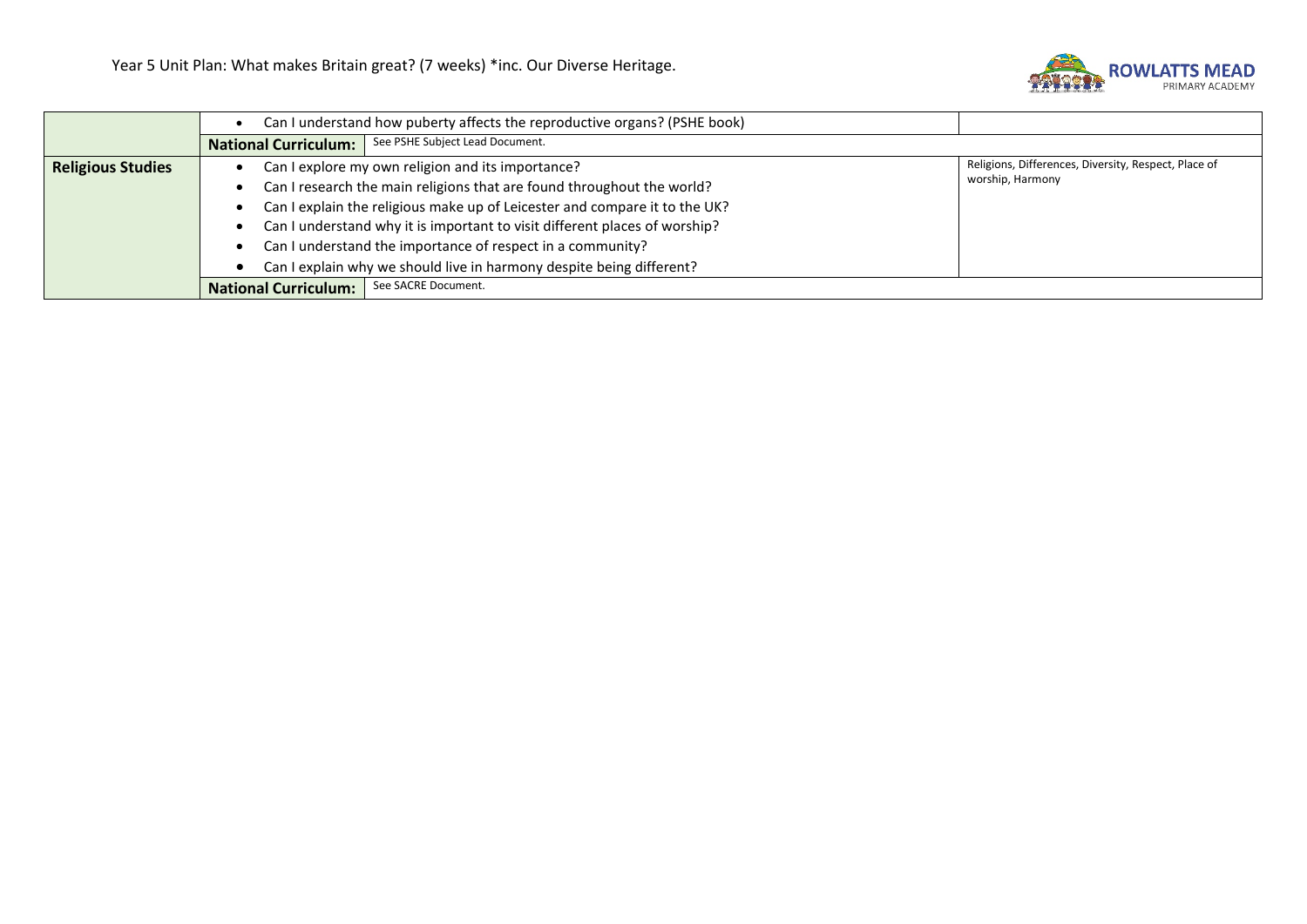Year 5 Unit Plan: What makes Britain great? (7 weeks) *inc. Our Diverse Heritage.

| | | |
|---|---|---|
| | • Can I understand how puberty affects the reproductive organs? (PSHE book) | |
| | **National Curriculum:** See PSHE Subject Lead Document. | |
| **Religious Studies** | • Can I explore my own religion and its importance?<br>• Can I research the main religions that are found throughout the world?<br>• Can I explain the religious make up of Leicester and compare it to the UK?<br>• Can I understand why it is important to visit different places of worship?<br>• Can I understand the importance of respect in a community?<br>• Can I explain why we should live in harmony despite being different? | Religions, Differences, Diversity, Respect, Place of worship, Harmony |
| | **National Curriculum:** See SACRE Document. | |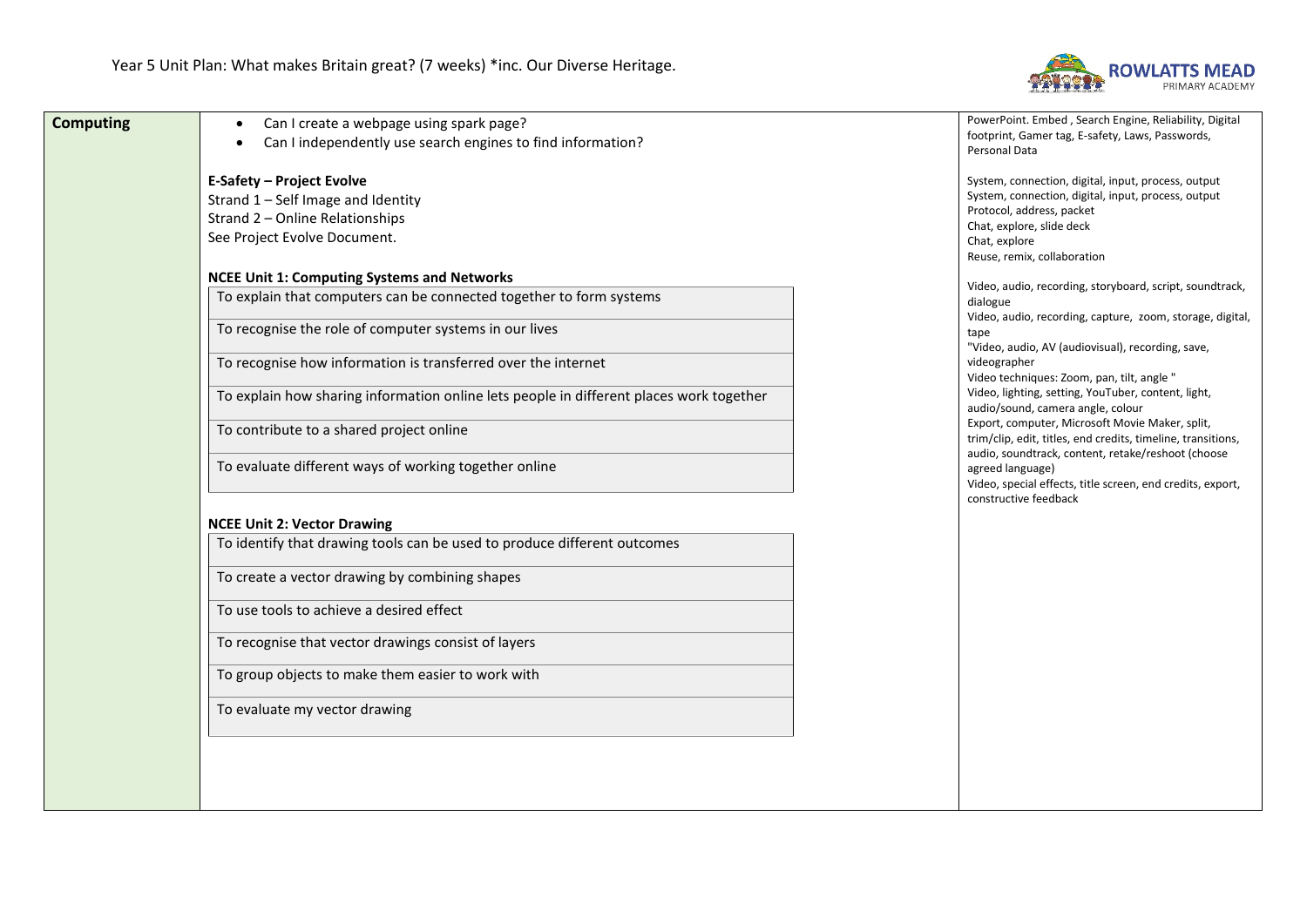Year 5 Unit Plan: What makes Britain great? (7 weeks) *inc. Our Diverse Heritage.

| **Computing** | Content | Vocabulary |
|---|---|---|
| | • Can I create a webpage using spark page?<br>• Can I independently use search engines to find information?<br><br>**E-Safety – Project Evolve**<br>Strand 1 – Self Image and Identity<br>Strand 2 – Online Relationships<br>See Project Evolve Document.<br><br>**NCEE Unit 1: Computing Systems and Networks**<br>To explain that computers can be connected together to form systems<br>To recognise the role of computer systems in our lives<br>To recognise how information is transferred over the internet<br>To explain how sharing information online lets people in different places work together<br>To contribute to a shared project online<br>To evaluate different ways of working together online<br><br>**NCEE Unit 2: Vector Drawing**<br>To identify that drawing tools can be used to produce different outcomes<br>To create a vector drawing by combining shapes<br>To use tools to achieve a desired effect<br>To recognise that vector drawings consist of layers<br>To group objects to make them easier to work with<br>To evaluate my vector drawing | PowerPoint. Embed , Search Engine, Reliability, Digital footprint, Gamer tag, E-safety, Laws, Passwords, Personal Data<br><br>System, connection, digital, input, process, output<br>System, connection, digital, input, process, output<br>Protocol, address, packet<br>Chat, explore, slide deck<br>Chat, explore<br>Reuse, remix, collaboration<br><br>Video, audio, recording, storyboard, script, soundtrack, dialogue<br>Video, audio, recording, capture, zoom, storage, digital, tape<br>"Video, audio, AV (audiovisual), recording, save, videographer<br>Video techniques: Zoom, pan, tilt, angle "<br>Video, lighting, setting, YouTuber, content, light, audio/sound, camera angle, colour<br>Export, computer, Microsoft Movie Maker, split, trim/clip, edit, titles, end credits, timeline, transitions, audio, soundtrack, content, retake/reshoot (choose agreed language)<br>Video, special effects, title screen, end credits, export, constructive feedback |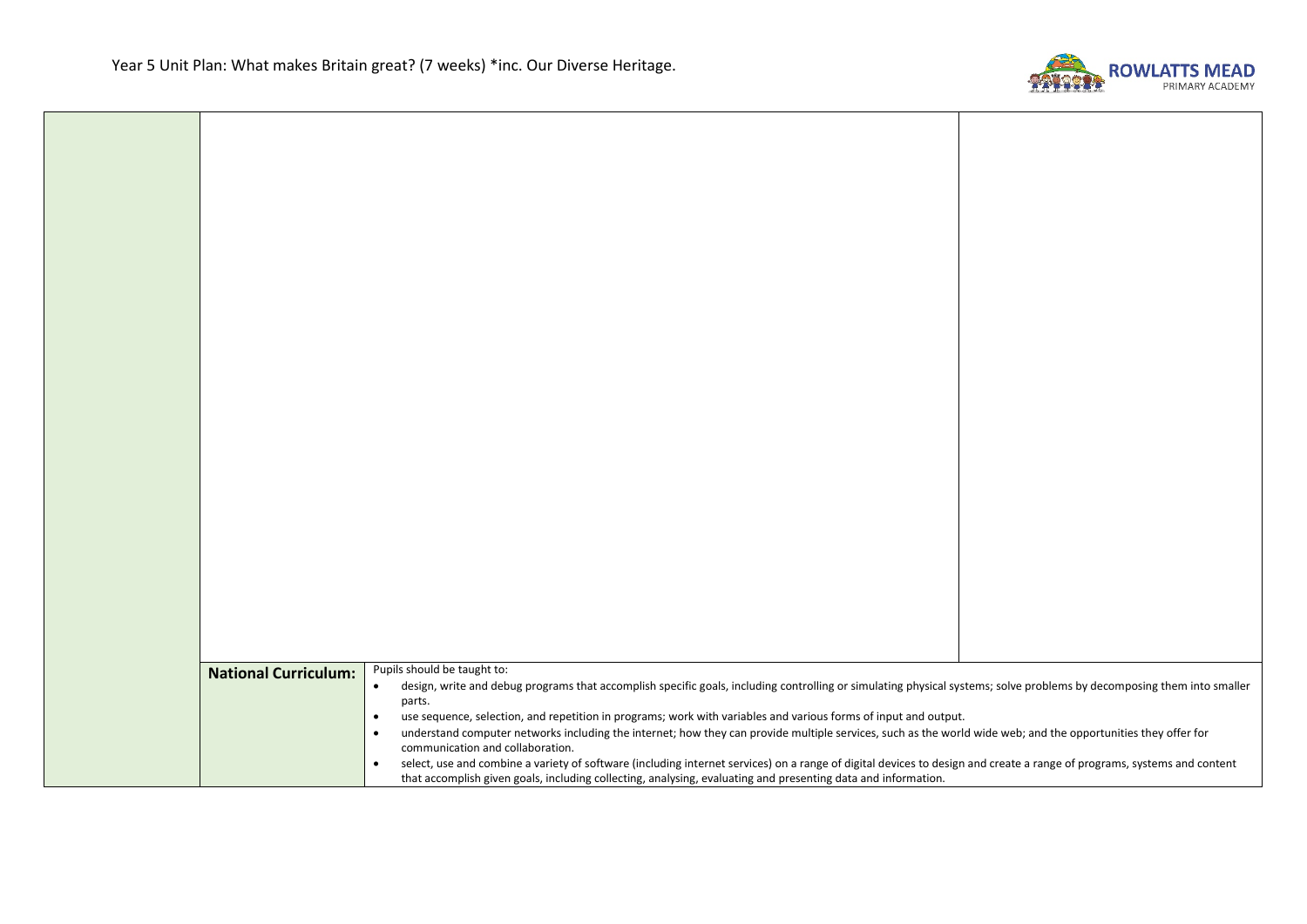| | | | |
|---|---|---|---|
| | | | |
| | **National Curriculum:** | Pupils should be taught to:<br>• design, write and debug programs that accomplish specific goals, including controlling or simulating physical systems; solve problems by decomposing them into smaller parts.<br>• use sequence, selection, and repetition in programs; work with variables and various forms of input and output.<br>• understand computer networks including the internet; how they can provide multiple services, such as the world wide web; and the opportunities they offer for communication and collaboration.<br>• select, use and combine a variety of software (including internet services) on a range of digital devices to design and create a range of programs, systems and content that accomplish given goals, including collecting, analysing, evaluating and presenting data and information. | |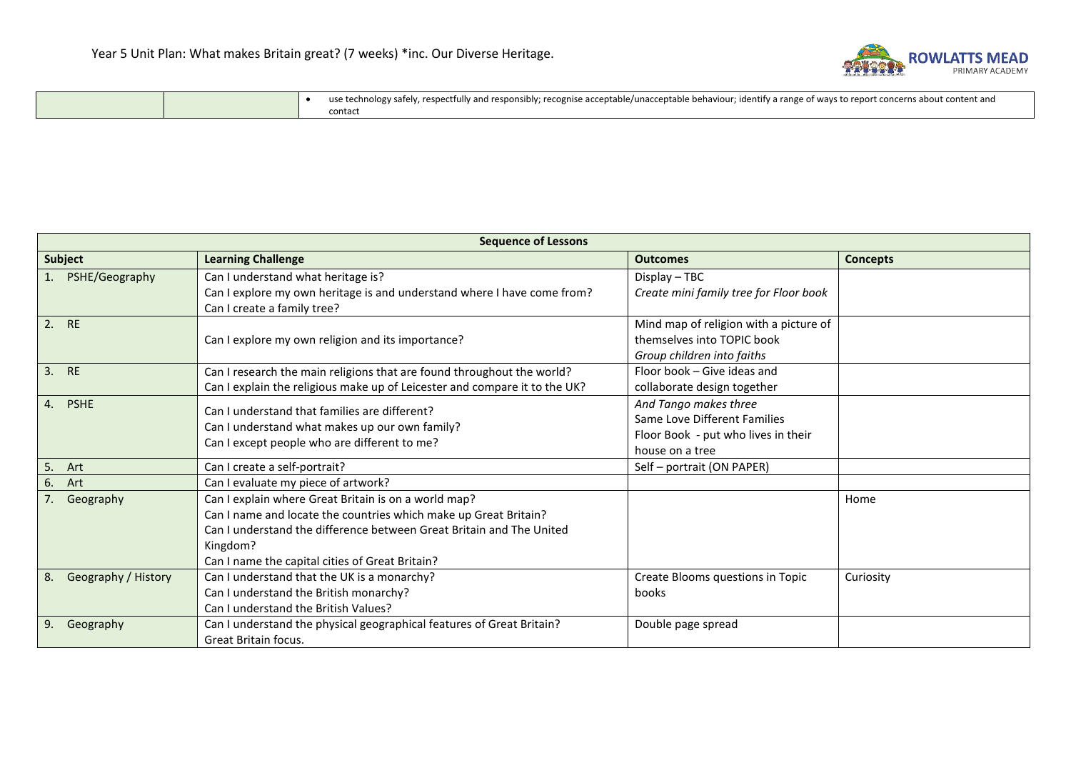| | | |
|---|---|---|
| | | • use technology safely, respectfully and responsibly; recognise acceptable/unacceptable behaviour; identify a range of ways to report concerns about content and contact |

| **Sequence of Lessons** | | | |
|---|---|---|---|
| **Subject** | **Learning Challenge** | **Outcomes** | **Concepts** |
| 1. PSHE/Geography | Can I understand what heritage is?<br>Can I explore my own heritage is and understand where I have come from?<br>Can I create a family tree? | Display – TBC<br>*Create mini family tree for Floor book* | |
| 2. RE | Can I explore my own religion and its importance? | Mind map of religion with a picture of themselves into TOPIC book<br>*Group children into faiths* | |
| 3. RE | Can I research the main religions that are found throughout the world?<br>Can I explain the religious make up of Leicester and compare it to the UK? | Floor book – Give ideas and collaborate design together | |
| 4. PSHE | Can I understand that families are different?<br>Can I understand what makes up our own family?<br>Can I except people who are different to me? | *And Tango makes three*<br>Same Love Different Families<br>Floor Book - put who lives in their house on a tree | |
| 5. Art | Can I create a self-portrait? | Self – portrait (ON PAPER) | |
| 6. Art | Can I evaluate my piece of artwork? | | |
| 7. Geography | Can I explain where Great Britain is on a world map?<br>Can I name and locate the countries which make up Great Britain?<br>Can I understand the difference between Great Britain and The United Kingdom?<br>Can I name the capital cities of Great Britain? | | Home |
| 8. Geography / History | Can I understand that the UK is a monarchy?<br>Can I understand the British monarchy?<br>Can I understand the British Values? | Create Blooms questions in Topic books | Curiosity |
| 9. Geography | Can I understand the physical geographical features of Great Britain?<br>Great Britain focus. | Double page spread | |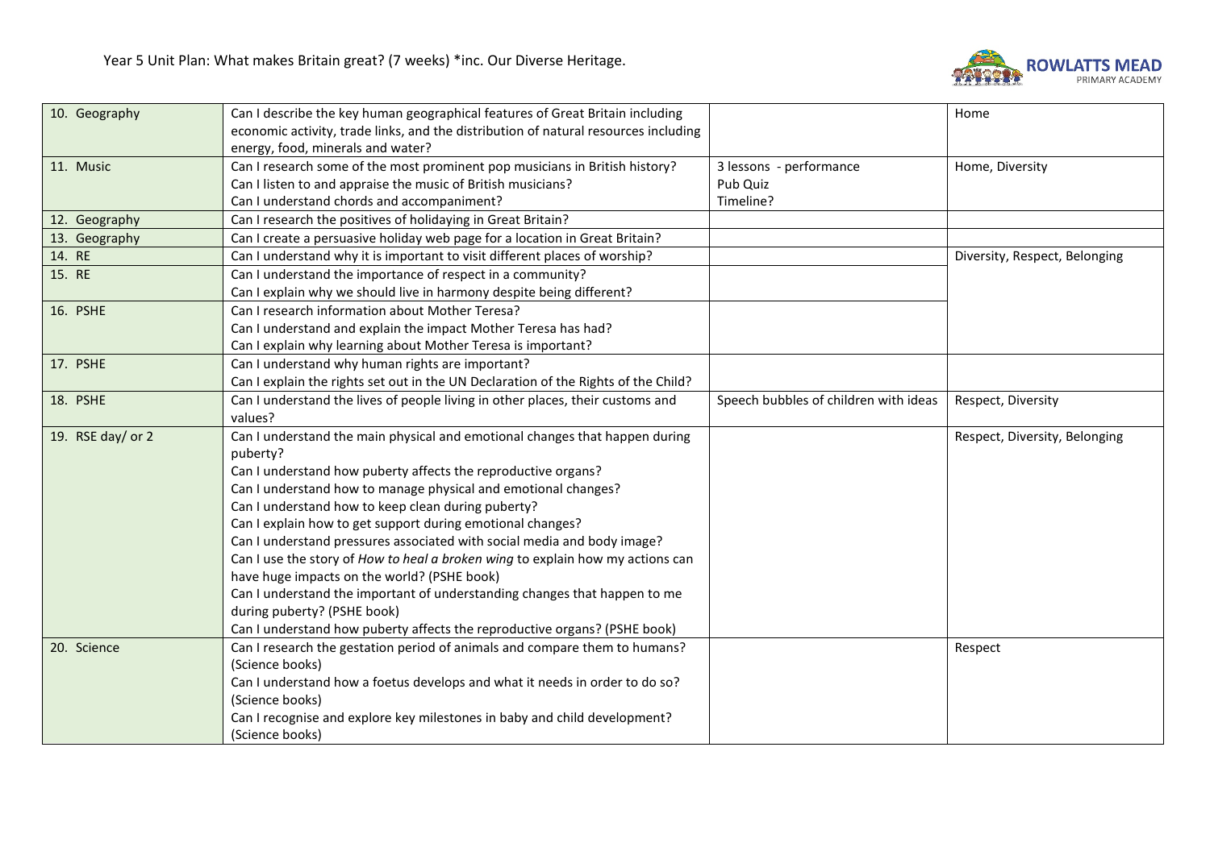Year 5 Unit Plan: What makes Britain great? (7 weeks) *inc. Our Diverse Heritage.

| | | | |
|---|---|---|---|
| 10. Geography | Can I describe the key human geographical features of Great Britain including economic activity, trade links, and the distribution of natural resources including energy, food, minerals and water? | | Home |
| 11. Music | Can I research some of the most prominent pop musicians in British history?<br>Can I listen to and appraise the music of British musicians?<br>Can I understand chords and accompaniment? | 3 lessons - performance<br>Pub Quiz<br>Timeline? | Home, Diversity |
| 12. Geography | Can I research the positives of holidaying in Great Britain? | | |
| 13. Geography | Can I create a persuasive holiday web page for a location in Great Britain? | | |
| 14. RE | Can I understand why it is important to visit different places of worship? | | Diversity, Respect, Belonging |
| 15. RE | Can I understand the importance of respect in a community?<br>Can I explain why we should live in harmony despite being different? | | |
| 16. PSHE | Can I research information about Mother Teresa?<br>Can I understand and explain the impact Mother Teresa has had?<br>Can I explain why learning about Mother Teresa is important? | | |
| 17. PSHE | Can I understand why human rights are important?<br>Can I explain the rights set out in the UN Declaration of the Rights of the Child? | | |
| 18. PSHE | Can I understand the lives of people living in other places, their customs and values? | Speech bubbles of children with ideas | Respect, Diversity |
| 19. RSE day/ or 2 | Can I understand the main physical and emotional changes that happen during puberty?<br>Can I understand how puberty affects the reproductive organs?<br>Can I understand how to manage physical and emotional changes?<br>Can I understand how to keep clean during puberty?<br>Can I explain how to get support during emotional changes?<br>Can I understand pressures associated with social media and body image?<br>Can I use the story of *How to heal a broken wing* to explain how my actions can have huge impacts on the world? (PSHE book)<br>Can I understand the important of understanding changes that happen to me during puberty? (PSHE book)<br>Can I understand how puberty affects the reproductive organs? (PSHE book) | | Respect, Diversity, Belonging |
| 20. Science | Can I research the gestation period of animals and compare them to humans? (Science books)<br>Can I understand how a foetus develops and what it needs in order to do so? (Science books)<br>Can I recognise and explore key milestones in baby and child development? (Science books) | | Respect |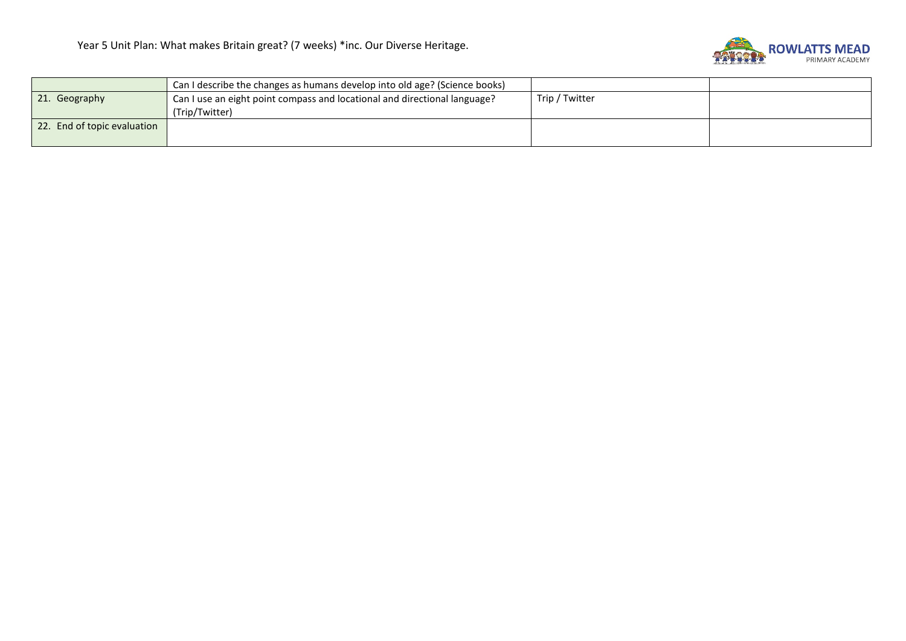Year 5 Unit Plan: What makes Britain great? (7 weeks) *inc. Our Diverse Heritage.

| | | | |
|---|---|---|---|
| | Can I describe the changes as humans develop into old age? (Science books) | | |
| 21. Geography | Can I use an eight point compass and locational and directional language? (Trip/Twitter) | Trip / Twitter | |
| 22. End of topic evaluation | | | |